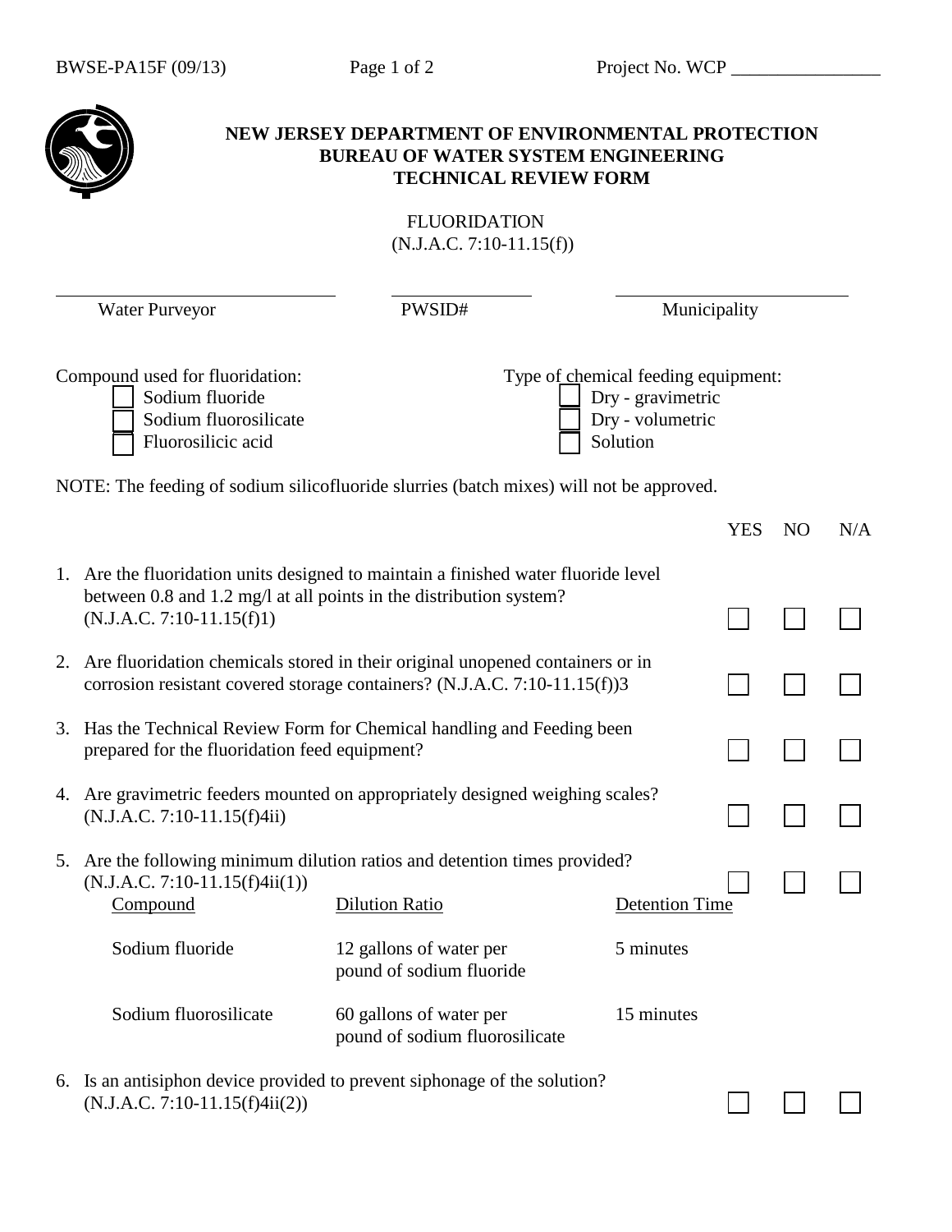BWSE-PA15F (09/13) Project No. WCP ________________

**NEW JERSEY DEPARTMENT OF ENVIRONMENTAL PROTECTION**
**BUREAU OF WATER SYSTEM ENGINEERING**
**TECHNICAL REVIEW FORM**

FLUORIDATION
(N.J.A.C. 7:10-11.15(f))

| ______________________ | ______________ | ______________________ |
|---|---|---|
| Water Purveyor | PWSID# | Municipality |

Compound used for fluoridation:
- ☐ Sodium fluoride
- ☐ Sodium fluorosilicate
- ☐ Fluorosilicic acid

Type of chemical feeding equipment:
- ☐ Dry - gravimetric
- ☐ Dry - volumetric
- ☐ Solution

NOTE: The feeding of sodium silicofluoride slurries (batch mixes) will not be approved.

| | YES | NO | N/A |
|---|---|---|---|
| 1. Are the fluoridation units designed to maintain a finished water fluoride level between 0.8 and 1.2 mg/l at all points in the distribution system? (N.J.A.C. 7:10-11.15(f)1) | ☐ | ☐ | ☐ |
| 2. Are fluoridation chemicals stored in their original unopened containers or in corrosion resistant covered storage containers? (N.J.A.C. 7:10-11.15(f))3 | ☐ | ☐ | ☐ |
| 3. Has the Technical Review Form for Chemical handling and Feeding been prepared for the fluoridation feed equipment? | ☐ | ☐ | ☐ |
| 4. Are gravimetric feeders mounted on appropriately designed weighing scales? (N.J.A.C. 7:10-11.15(f)4ii) | ☐ | ☐ | ☐ |
| 5. Are the following minimum dilution ratios and detention times provided? (N.J.A.C. 7:10-11.15(f)4ii(1)) | ☐ | ☐ | ☐ |

| Compound | Dilution Ratio | Detention Time |
|---|---|---|
| Sodium fluoride | 12 gallons of water per pound of sodium fluoride | 5 minutes |
| Sodium fluorosilicate | 60 gallons of water per pound of sodium fluorosilicate | 15 minutes |

| | YES | NO | N/A |
|---|---|---|---|
| 6. Is an antisiphon device provided to prevent siphonage of the solution? (N.J.A.C. 7:10-11.15(f)4ii(2)) | ☐ | ☐ | ☐ |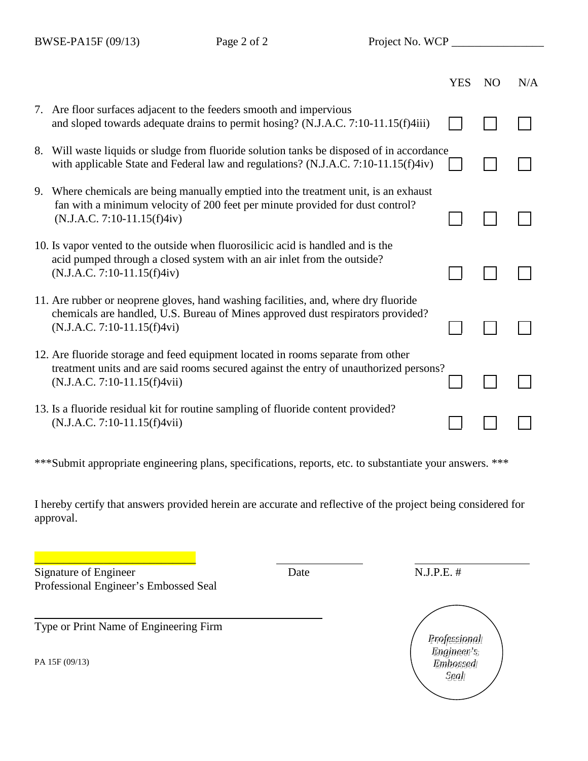Project No. WCP ________________

| | YES | NO | N/A |
|---|---|---|---|
| 7. Are floor surfaces adjacent to the feeders smooth and impervious and sloped towards adequate drains to permit hosing? (N.J.A.C. 7:10-11.15(f)4iii) | ☐ | ☐ | ☐ |
| 8. Will waste liquids or sludge from fluoride solution tanks be disposed of in accordance with applicable State and Federal law and regulations? (N.J.A.C. 7:10-11.15(f)4iv) | ☐ | ☐ | ☐ |
| 9. Where chemicals are being manually emptied into the treatment unit, is an exhaust fan with a minimum velocity of 200 feet per minute provided for dust control? (N.J.A.C. 7:10-11.15(f)4iv) | ☐ | ☐ | ☐ |
| 10. Is vapor vented to the outside when fluorosilicic acid is handled and is the acid pumped through a closed system with an air inlet from the outside? (N.J.A.C. 7:10-11.15(f)4iv) | ☐ | ☐ | ☐ |
| 11. Are rubber or neoprene gloves, hand washing facilities, and, where dry fluoride chemicals are handled, U.S. Bureau of Mines approved dust respirators provided? (N.J.A.C. 7:10-11.15(f)4vi) | ☐ | ☐ | ☐ |
| 12. Are fluoride storage and feed equipment located in rooms separate from other treatment units and are said rooms secured against the entry of unauthorized persons? (N.J.A.C. 7:10-11.15(f)4vii) | ☐ | ☐ | ☐ |
| 13. Is a fluoride residual kit for routine sampling of fluoride content provided? (N.J.A.C. 7:10-11.15(f)4vii) | ☐ | ☐ | ☐ |

***Submit appropriate engineering plans, specifications, reports, etc. to substantiate your answers. ***

I hereby certify that answers provided herein are accurate and reflective of the project being considered for approval.

____________________________ ______________ ____________________

Signature of Engineer Date N.J.P.E. #

Professional Engineer's Embossed Seal

__________________________________________________

Type or Print Name of Engineering Firm

PA 15F (09/13)

Professional Engineer's Embossed Seal